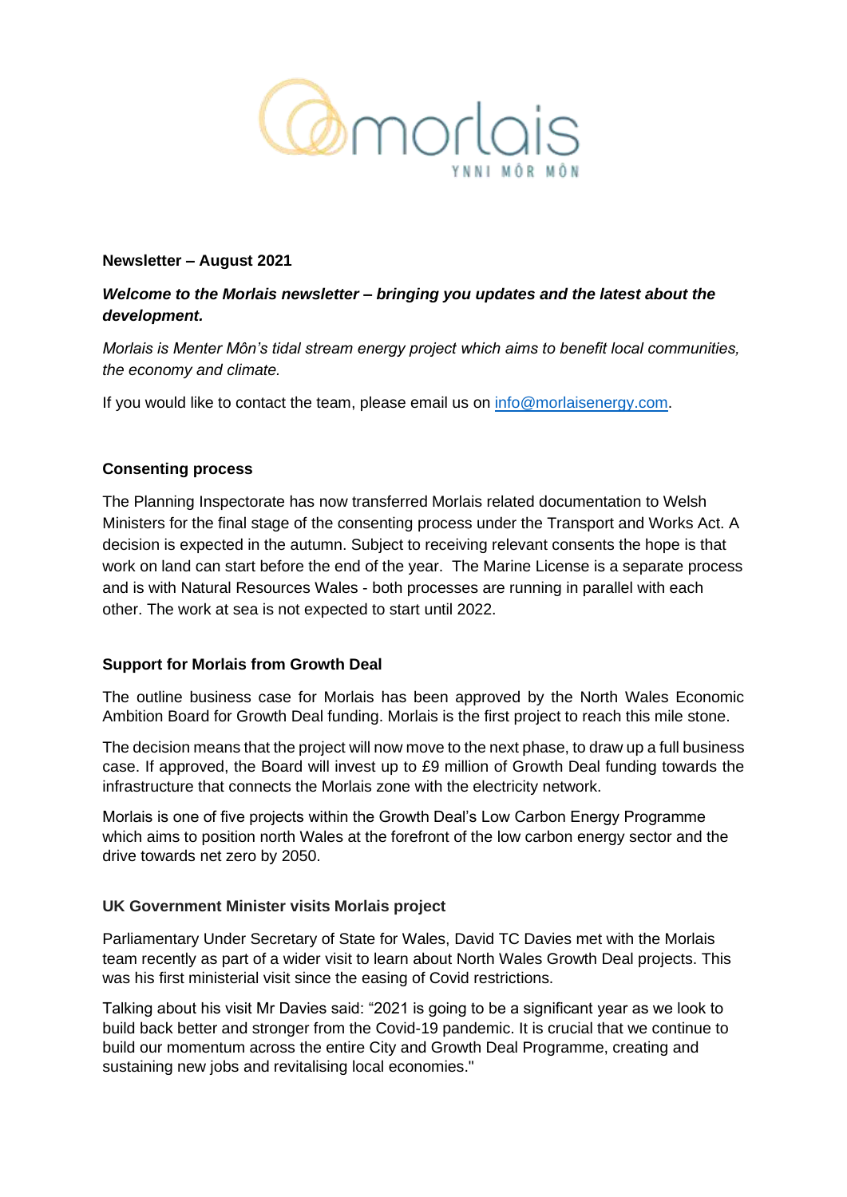morlais

YNNI MÔR MÔN

**Newsletter – August 2021**

***Welcome to the Morlais newsletter – bringing you updates and the latest about the development.***

*Morlais is Menter Môn's tidal stream energy project which aims to benefit local communities, the economy and climate.*

If you would like to contact the team, please email us on info@morlaisenergy.com.

## Consenting process

The Planning Inspectorate has now transferred Morlais related documentation to Welsh Ministers for the final stage of the consenting process under the Transport and Works Act. A decision is expected in the autumn. Subject to receiving relevant consents the hope is that work on land can start before the end of the year. The Marine License is a separate process and is with Natural Resources Wales - both processes are running in parallel with each other. The work at sea is not expected to start until 2022.

## Support for Morlais from Growth Deal

The outline business case for Morlais has been approved by the North Wales Economic Ambition Board for Growth Deal funding. Morlais is the first project to reach this mile stone.

The decision means that the project will now move to the next phase, to draw up a full business case. If approved, the Board will invest up to £9 million of Growth Deal funding towards the infrastructure that connects the Morlais zone with the electricity network.

Morlais is one of five projects within the Growth Deal's Low Carbon Energy Programme which aims to position north Wales at the forefront of the low carbon energy sector and the drive towards net zero by 2050.

## UK Government Minister visits Morlais project

Parliamentary Under Secretary of State for Wales, David TC Davies met with the Morlais team recently as part of a wider visit to learn about North Wales Growth Deal projects. This was his first ministerial visit since the easing of Covid restrictions.

Talking about his visit Mr Davies said: "2021 is going to be a significant year as we look to build back better and stronger from the Covid-19 pandemic. It is crucial that we continue to build our momentum across the entire City and Growth Deal Programme, creating and sustaining new jobs and revitalising local economies."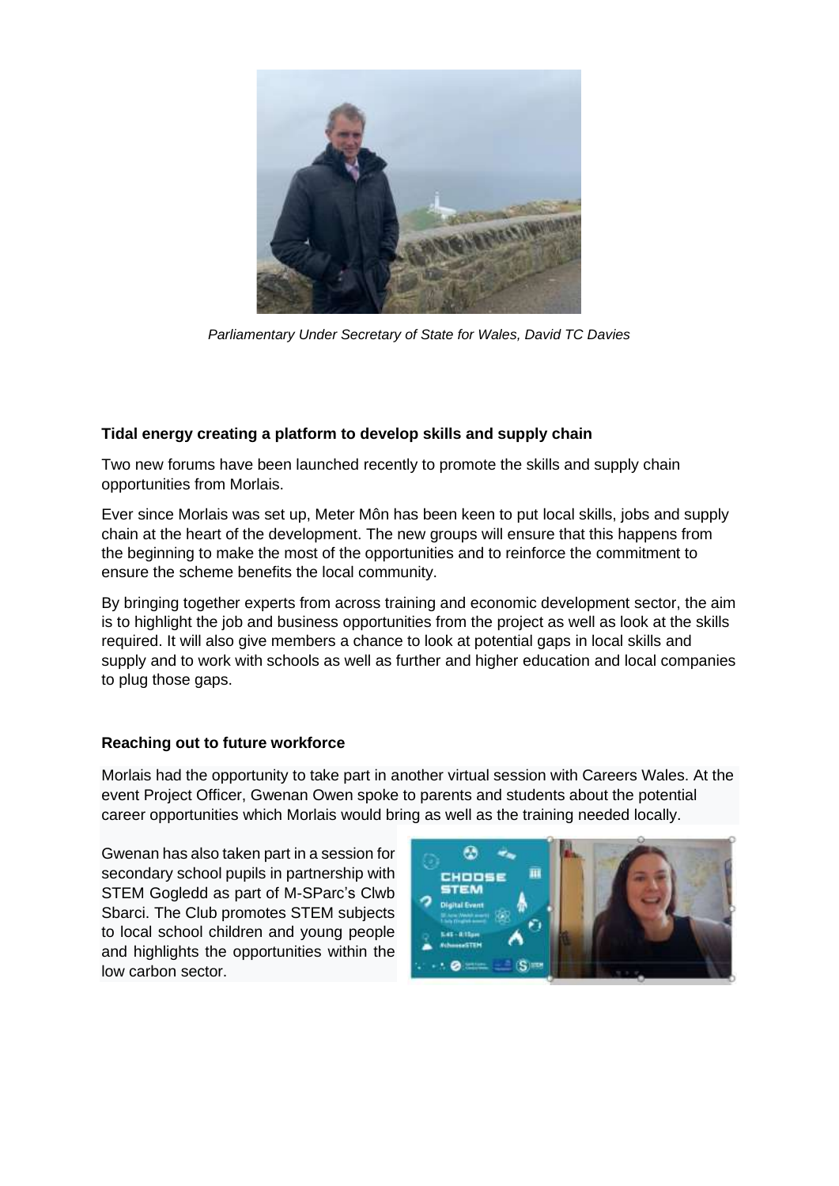*Parliamentary Under Secretary of State for Wales, David TC Davies*

**Tidal energy creating a platform to develop skills and supply chain**

Two new forums have been launched recently to promote the skills and supply chain opportunities from Morlais.

Ever since Morlais was set up, Meter Môn has been keen to put local skills, jobs and supply chain at the heart of the development. The new groups will ensure that this happens from the beginning to make the most of the opportunities and to reinforce the commitment to ensure the scheme benefits the local community.

By bringing together experts from across training and economic development sector, the aim is to highlight the job and business opportunities from the project as well as look at the skills required. It will also give members a chance to look at potential gaps in local skills and supply and to work with schools as well as further and higher education and local companies to plug those gaps.

**Reaching out to future workforce**

Morlais had the opportunity to take part in another virtual session with Careers Wales. At the event Project Officer, Gwenan Owen spoke to parents and students about the potential career opportunities which Morlais would bring as well as the training needed locally.

Gwenan has also taken part in a session for secondary school pupils in partnership with STEM Gogledd as part of M-SParc's Clwb Sbarci. The Club promotes STEM subjects to local school children and young people and highlights the opportunities within the low carbon sector.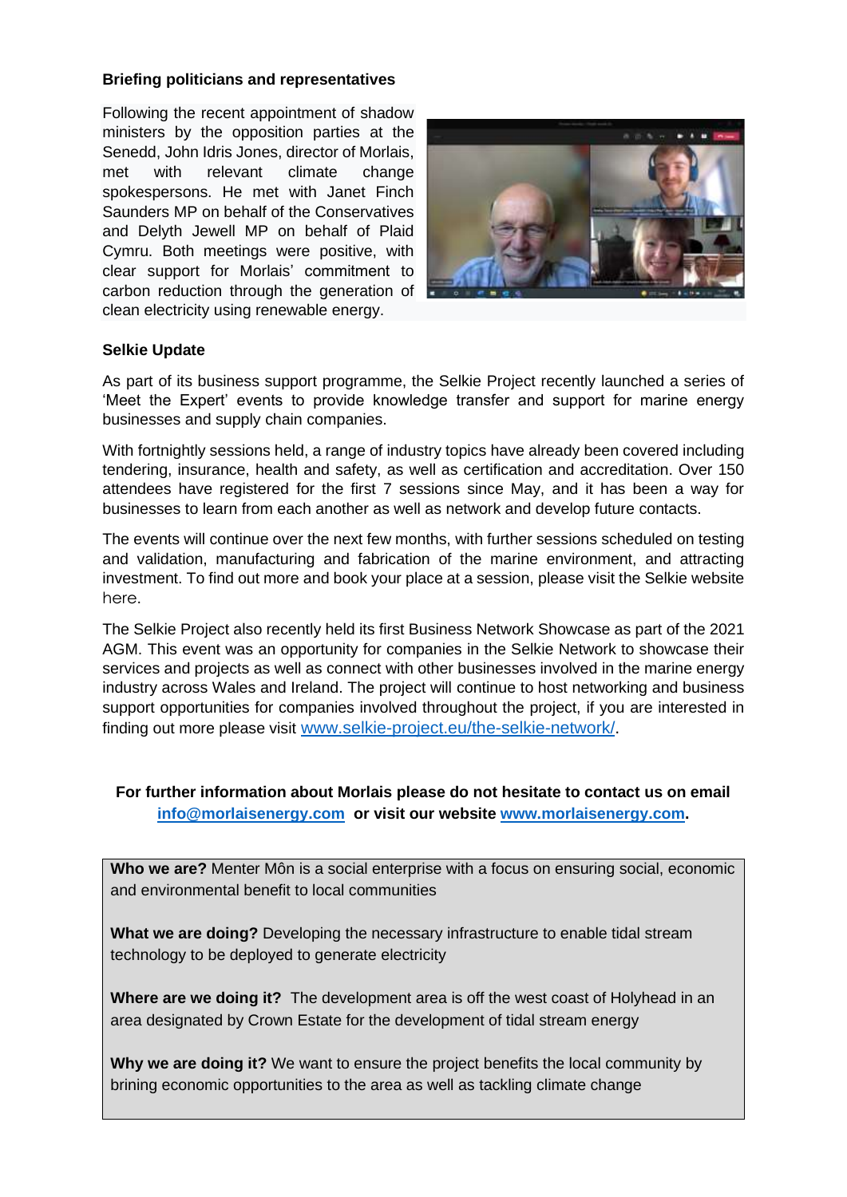**Briefing politicians and representatives**

Following the recent appointment of shadow ministers by the opposition parties at the Senedd, John Idris Jones, director of Morlais, met with relevant climate change spokespersons. He met with Janet Finch Saunders MP on behalf of the Conservatives and Delyth Jewell MP on behalf of Plaid Cymru. Both meetings were positive, with clear support for Morlais' commitment to carbon reduction through the generation of clean electricity using renewable energy.

**Selkie Update**

As part of its business support programme, the Selkie Project recently launched a series of 'Meet the Expert' events to provide knowledge transfer and support for marine energy businesses and supply chain companies.

With fortnightly sessions held, a range of industry topics have already been covered including tendering, insurance, health and safety, as well as certification and accreditation. Over 150 attendees have registered for the first 7 sessions since May, and it has been a way for businesses to learn from each other as well as network and develop future contacts.

The events will continue over the next few months, with further sessions scheduled on testing and validation, manufacturing and fabrication of the marine environment, and attracting investment. To find out more and book your place at a session, please visit the Selkie website here.

The Selkie Project also recently held its first Business Network Showcase as part of the 2021 AGM. This event was an opportunity for companies in the Selkie Network to showcase their services and projects as well as connect with other businesses involved in the marine energy industry across Wales and Ireland. The project will continue to host networking and business support opportunities for companies involved throughout the project, if you are interested in finding out more please visit [www.selkie-project.eu/the-selkie-network/](http://www.selkie-project.eu/the-selkie-network/).

**For further information about Morlais please do not hesitate to contact us on email [info@morlaisenergy.com](mailto:info@morlaisenergy.com) or visit our website [www.morlaisenergy.com](http://www.morlaisenergy.com).**

**Who we are?** Menter Môn is a social enterprise with a focus on ensuring social, economic and environmental benefit to local communities

**What we are doing?** Developing the necessary infrastructure to enable tidal stream technology to be deployed to generate electricity

**Where are we doing it?** The development area is off the west coast of Holyhead in an area designated by Crown Estate for the development of tidal stream energy

**Why we are doing it?** We want to ensure the project benefits the local community by brining economic opportunities to the area as well as tackling climate change